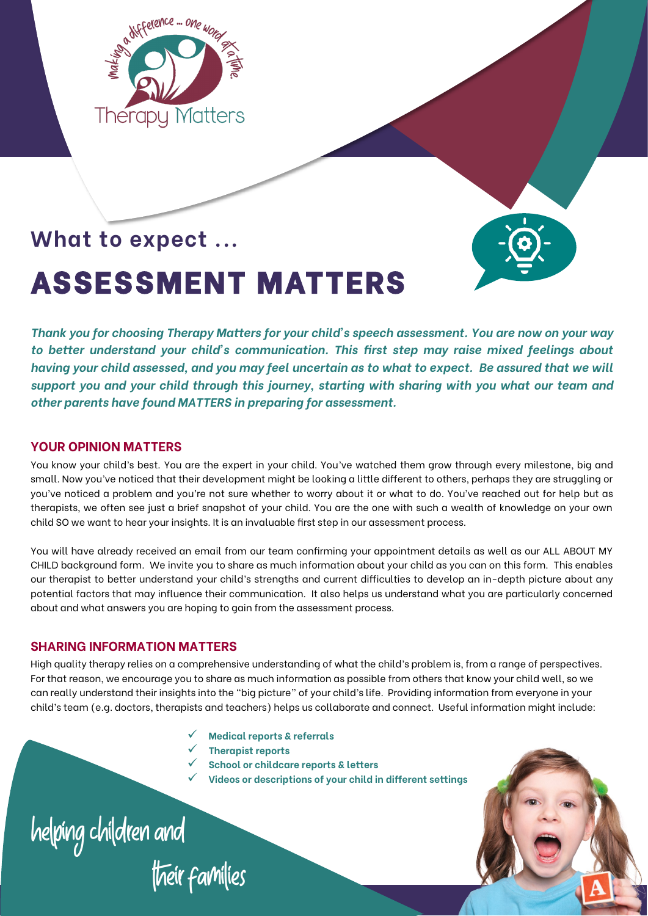making a difference ... one word at a time.

Therapy Matters

## What to expect ...

# ASSESSMENT MATTERS

***Thank you for choosing Therapy Matters for your child's speech assessment. You are now on your way to better understand your child's communication. This first step may raise mixed feelings about having your child assessed, and you may feel uncertain as to what to expect. Be assured that we will support you and your child through this journey, starting with sharing with you what our team and other parents have found MATTERS in preparing for assessment.***

### YOUR OPINION MATTERS

You know your child's best. You are the expert in your child. You've watched them grow through every milestone, big and small. Now you've noticed that their development might be looking a little different to others, perhaps they are struggling or you've noticed a problem and you're not sure whether to worry about it or what to do. You've reached out for help but as therapists, we often see just a brief snapshot of your child. You are the one with such a wealth of knowledge on your own child SO we want to hear your insights. It is an invaluable first step in our assessment process.

You will have already received an email from our team confirming your appointment details as well as our ALL ABOUT MY CHILD background form. We invite you to share as much information about your child as you can on this form. This enables our therapist to better understand your child's strengths and current difficulties to develop an in-depth picture about any potential factors that may influence their communication. It also helps us understand what you are particularly concerned about and what answers you are hoping to gain from the assessment process.

### SHARING INFORMATION MATTERS

High quality therapy relies on a comprehensive understanding of what the child's problem is, from a range of perspectives. For that reason, we encourage you to share as much information as possible from others that know your child well, so we can really understand their insights into the "big picture" of your child's life. Providing information from everyone in your child's team (e.g. doctors, therapists and teachers) helps us collaborate and connect. Useful information might include:

- ✓ **Medical reports & referrals**
- ✓ **Therapist reports**
- ✓ **School or childcare reports & letters**
- ✓ **Videos or descriptions of your child in different settings**

helping children and their families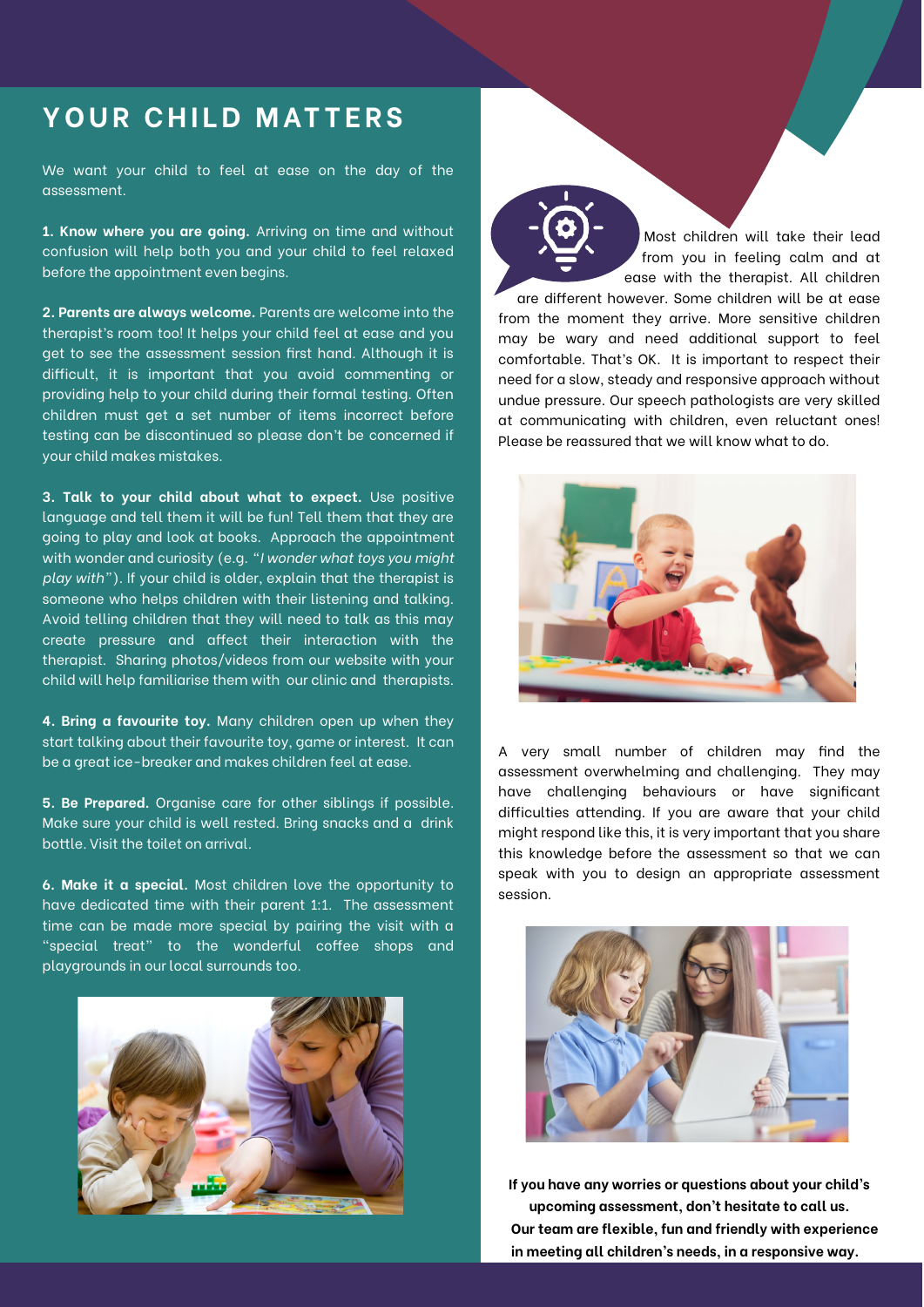# YOUR CHILD MATTERS

We want your child to feel at ease on the day of the assessment.

**1. Know where you are going.** Arriving on time and without confusion will help both you and your child to feel relaxed before the appointment even begins.

**2. Parents are always welcome.** Parents are welcome into the therapist's room too! It helps your child feel at ease and you get to see the assessment session first hand. Although it is difficult, it is important that you avoid commenting or providing help to your child during their formal testing. Often children must get a set number of items incorrect before testing can be discontinued so please don't be concerned if your child makes mistakes.

**3. Talk to your child about what to expect.** Use positive language and tell them it will be fun! Tell them that they are going to play and look at books. Approach the appointment with wonder and curiosity (e.g. "*I wonder what toys you might play with*"). If your child is older, explain that the therapist is someone who helps children with their listening and talking. Avoid telling children that they will need to talk as this may create pressure and affect their interaction with the therapist. Sharing photos/videos from our website with your child will help familiarise them with our clinic and therapists.

**4. Bring a favourite toy.** Many children open up when they start talking about their favourite toy, game or interest. It can be a great ice-breaker and makes children feel at ease.

**5. Be Prepared.** Organise care for other siblings if possible. Make sure your child is well rested. Bring snacks and a drink bottle. Visit the toilet on arrival.

**6. Make it a special.** Most children love the opportunity to have dedicated time with their parent 1:1. The assessment time can be made more special by pairing the visit with a "special treat" to the wonderful coffee shops and playgrounds in our local surrounds too.

Most children will take their lead from you in feeling calm and at ease with the therapist. All children are different however. Some children will be at ease from the moment they arrive. More sensitive children may be wary and need additional support to feel comfortable. That's OK. It is important to respect their need for a slow, steady and responsive approach without undue pressure. Our speech pathologists are very skilled at communicating with children, even reluctant ones! Please be reassured that we will know what to do.

A very small number of children may find the assessment overwhelming and challenging. They may have challenging behaviours or have significant difficulties attending. If you are aware that your child might respond like this, it is very important that you share this knowledge before the assessment so that we can speak with you to design an appropriate assessment session.

**If you have any worries or questions about your child's upcoming assessment, don't hesitate to call us. Our team are flexible, fun and friendly with experience in meeting all children's needs, in a responsive way.**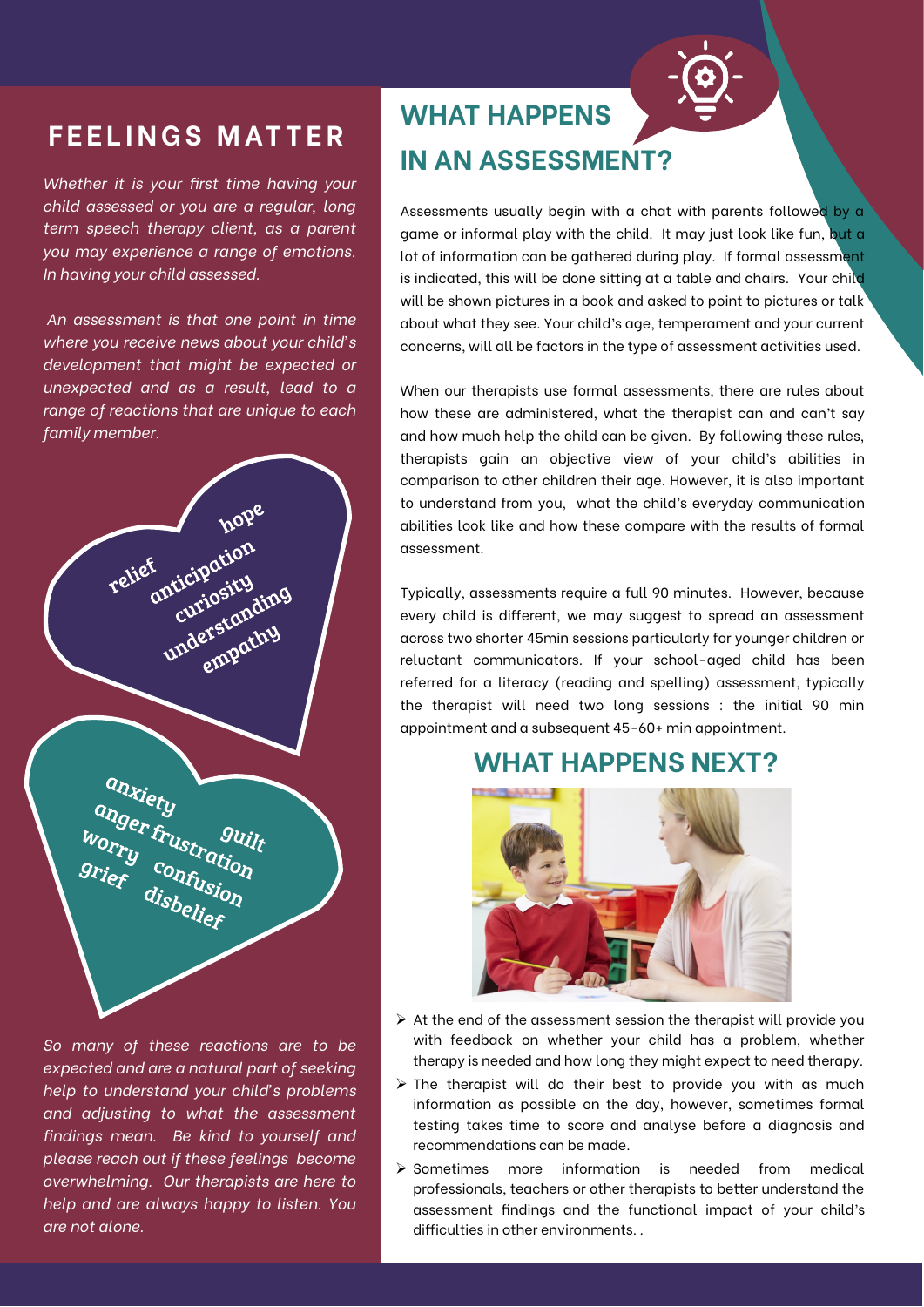## FEELINGS MATTER

*Whether it is your first time having your child assessed or you are a regular, long term speech therapy client, as a parent you may experience a range of emotions. In having your child assessed.*

*An assessment is that one point in time where you receive news about your child's development that might be expected or unexpected and as a result, lead to a range of reactions that are unique to each family member.*

relief
hope
anticipation
curiosity
understanding
empathy

anxiety
anger frustration
guilt
worry
confusion
grief
disbelief

*So many of these reactions are to be expected and are a natural part of seeking help to understand your child's problems and adjusting to what the assessment findings mean. Be kind to yourself and please reach out if these feelings become overwhelming. Our therapists are here to help and are always happy to listen. You are not alone.*

## WHAT HAPPENS IN AN ASSESSMENT?

Assessments usually begin with a chat with parents followed by a game or informal play with the child. It may just look like fun, but a lot of information can be gathered during play. If formal assessment is indicated, this will be done sitting at a table and chairs. Your child will be shown pictures in a book and asked to point to pictures or talk about what they see. Your child's age, temperament and your current concerns, will all be factors in the type of assessment activities used.

When our therapists use formal assessments, there are rules about how these are administered, what the therapist can and can't say and how much help the child can be given. By following these rules, therapists gain an objective view of your child's abilities in comparison to other children their age. However, it is also important to understand from you, what the child's everyday communication abilities look like and how these compare with the results of formal assessment.

Typically, assessments require a full 90 minutes. However, because every child is different, we may suggest to spread an assessment across two shorter 45min sessions particularly for younger children or reluctant communicators. If your school-aged child has been referred for a literacy (reading and spelling) assessment, typically the therapist will need two long sessions : the initial 90 min appointment and a subsequent 45-60+ min appointment.

## WHAT HAPPENS NEXT?

- At the end of the assessment session the therapist will provide you with feedback on whether your child has a problem, whether therapy is needed and how long they might expect to need therapy.
- The therapist will do their best to provide you with as much information as possible on the day, however, sometimes formal testing takes time to score and analyse before a diagnosis and recommendations can be made.
- Sometimes more information is needed from medical professionals, teachers or other therapists to better understand the assessment findings and the functional impact of your child's difficulties in other environments. .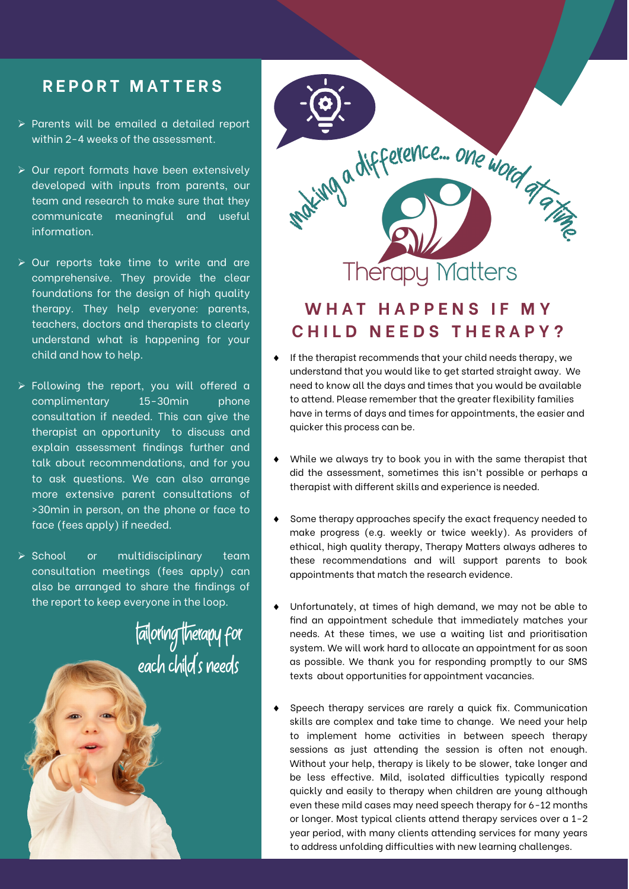## REPORT MATTERS

- Parents will be emailed a detailed report within 2-4 weeks of the assessment.
- Our report formats have been extensively developed with inputs from parents, our team and research to make sure that they communicate meaningful and useful information.
- Our reports take time to write and are comprehensive. They provide the clear foundations for the design of high quality therapy. They help everyone: parents, teachers, doctors and therapists to clearly understand what is happening for your child and how to help.
- Following the report, you will offered a complimentary 15-30min phone consultation if needed. This can give the therapist an opportunity to discuss and explain assessment findings further and talk about recommendations, and for you to ask questions. We can also arrange more extensive parent consultations of >30min in person, on the phone or face to face (fees apply) if needed.
- School or multidisciplinary team consultation meetings (fees apply) can also be arranged to share the findings of the report to keep everyone in the loop.

tailoring therapy for each child's needs

making a difference... one word at a time

Therapy Matters

## WHAT HAPPENS IF MY CHILD NEEDS THERAPY?

- If the therapist recommends that your child needs therapy, we understand that you would like to get started straight away. We need to know all the days and times that you would be available to attend. Please remember that the greater flexibility families have in terms of days and times for appointments, the easier and quicker this process can be.
- While we always try to book you in with the same therapist that did the assessment, sometimes this isn't possible or perhaps a therapist with different skills and experience is needed.
- Some therapy approaches specify the exact frequency needed to make progress (e.g. weekly or twice weekly). As providers of ethical, high quality therapy, Therapy Matters always adheres to these recommendations and will support parents to book appointments that match the research evidence.
- Unfortunately, at times of high demand, we may not be able to find an appointment schedule that immediately matches your needs. At these times, we use a waiting list and prioritisation system. We will work hard to allocate an appointment for as soon as possible. We thank you for responding promptly to our SMS texts about opportunities for appointment vacancies.
- Speech therapy services are rarely a quick fix. Communication skills are complex and take time to change. We need your help to implement home activities in between speech therapy sessions as just attending the session is often not enough. Without your help, therapy is likely to be slower, take longer and be less effective. Mild, isolated difficulties typically respond quickly and easily to therapy when children are young although even these mild cases may need speech therapy for 6-12 months or longer. Most typical clients attend therapy services over a 1-2 year period, with many clients attending services for many years to address unfolding difficulties with new learning challenges.